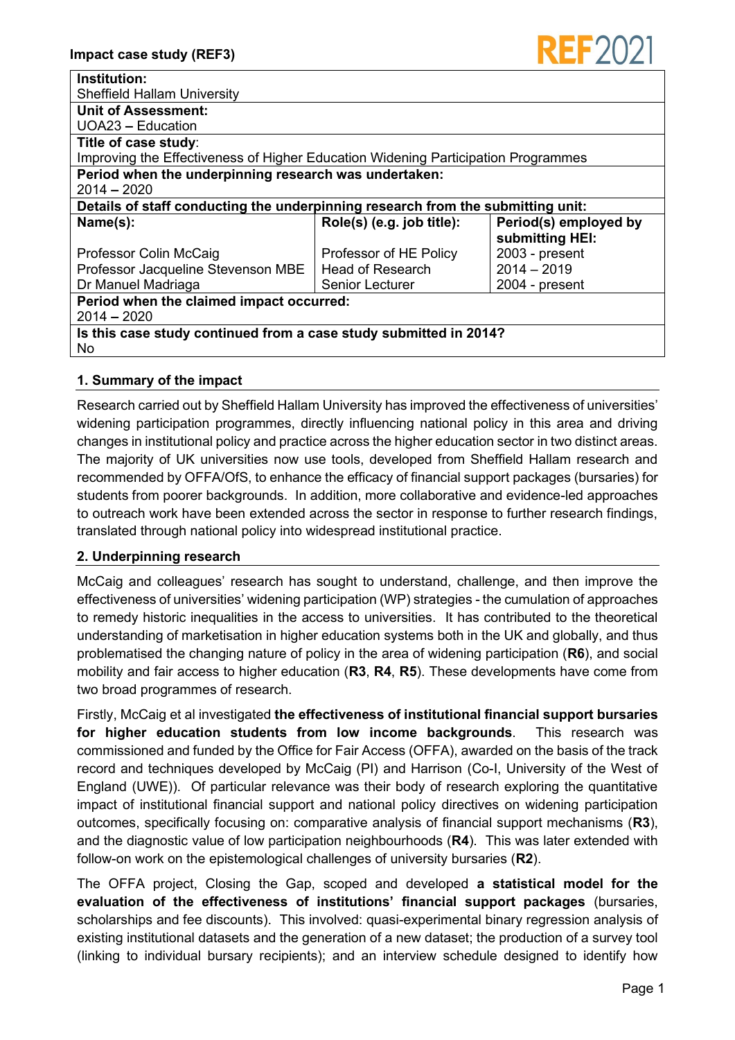**Impact case study (REF3)**

| Institution: | | |
|---|---|---|
| Sheffield Hallam University | | |
| **Unit of Assessment:** | | |
| UOA23 – Education | | |
| **Title of case study**: | | |
| Improving the Effectiveness of Higher Education Widening Participation Programmes | | |
| **Period when the underpinning research was undertaken:** | | |
| 2014 – 2020 | | |
| **Details of staff conducting the underpinning research from the submitting unit:** | | |
| **Name(s):** | **Role(s) (e.g. job title):** | **Period(s) employed by submitting HEI:** |
| Professor Colin McCaig | Professor of HE Policy | 2003 - present |
| Professor Jacqueline Stevenson MBE | Head of Research | 2014 – 2019 |
| Dr Manuel Madriaga | Senior Lecturer | 2004 - present |
| **Period when the claimed impact occurred:** | | |
| 2014 – 2020 | | |
| **Is this case study continued from a case study submitted in 2014?** | | |
| No | | |

## 1. Summary of the impact

Research carried out by Sheffield Hallam University has improved the effectiveness of universities' widening participation programmes, directly influencing national policy in this area and driving changes in institutional policy and practice across the higher education sector in two distinct areas. The majority of UK universities now use tools, developed from Sheffield Hallam research and recommended by OFFA/OfS, to enhance the efficacy of financial support packages (bursaries) for students from poorer backgrounds. In addition, more collaborative and evidence-led approaches to outreach work have been extended across the sector in response to further research findings, translated through national policy into widespread institutional practice.

## 2. Underpinning research

McCaig and colleagues' research has sought to understand, challenge, and then improve the effectiveness of universities' widening participation (WP) strategies - the cumulation of approaches to remedy historic inequalities in the access to universities. It has contributed to the theoretical understanding of marketisation in higher education systems both in the UK and globally, and thus problematised the changing nature of policy in the area of widening participation (**R6**), and social mobility and fair access to higher education (**R3**, **R4**, **R5**). These developments have come from two broad programmes of research.

Firstly, McCaig et al investigated **the effectiveness of institutional financial support bursaries for higher education students from low income backgrounds**. This research was commissioned and funded by the Office for Fair Access (OFFA), awarded on the basis of the track record and techniques developed by McCaig (PI) and Harrison (Co-I, University of the West of England (UWE)). Of particular relevance was their body of research exploring the quantitative impact of institutional financial support and national policy directives on widening participation outcomes, specifically focusing on: comparative analysis of financial support mechanisms (**R3**), and the diagnostic value of low participation neighbourhoods (**R4**). This was later extended with follow-on work on the epistemological challenges of university bursaries (**R2**).

The OFFA project, Closing the Gap, scoped and developed **a statistical model for the evaluation of the effectiveness of institutions' financial support packages** (bursaries, scholarships and fee discounts). This involved: quasi-experimental binary regression analysis of existing institutional datasets and the generation of a new dataset; the production of a survey tool (linking to individual bursary recipients); and an interview schedule designed to identify how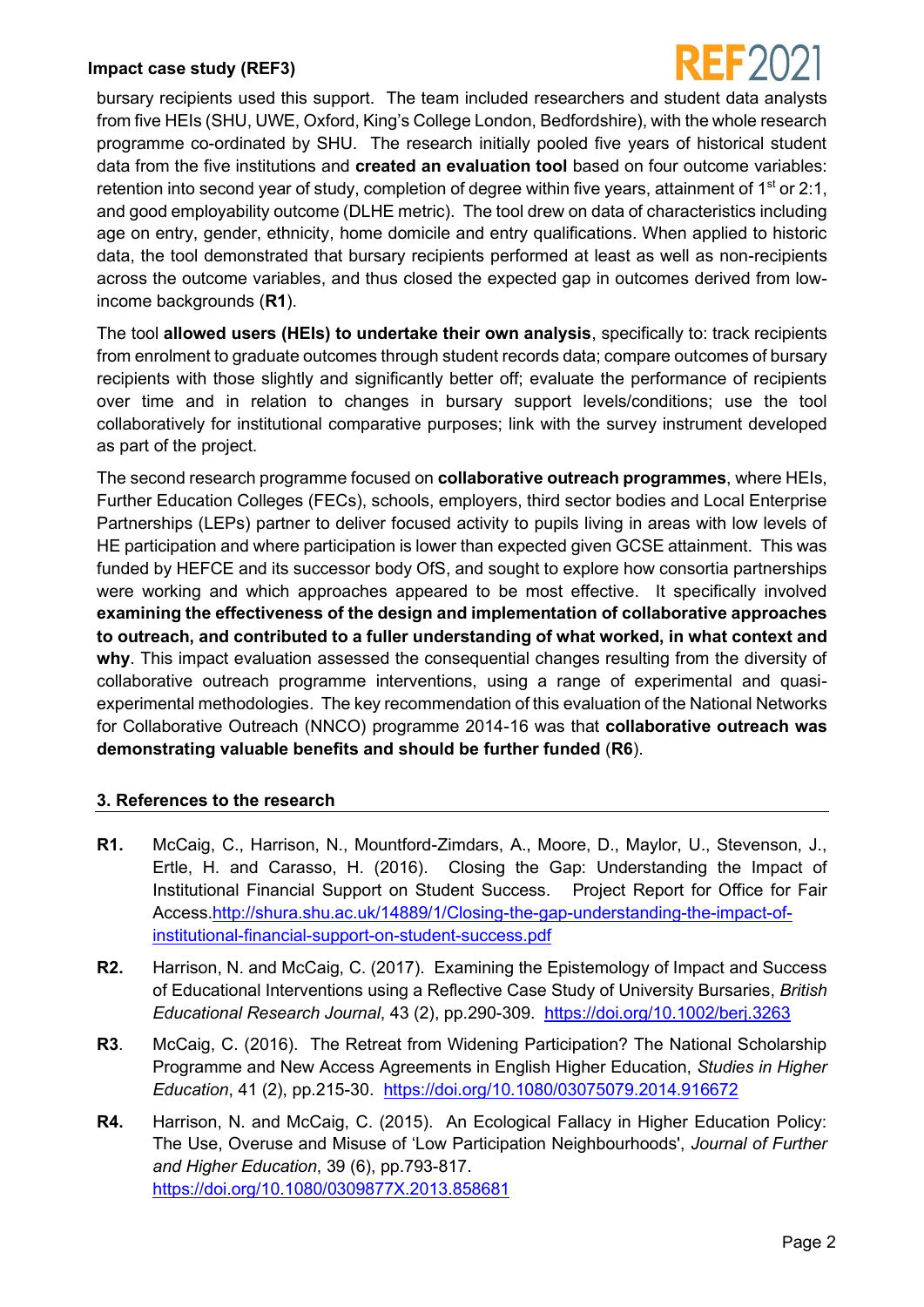bursary recipients used this support. The team included researchers and student data analysts from five HEIs (SHU, UWE, Oxford, King's College London, Bedfordshire), with the whole research programme co-ordinated by SHU. The research initially pooled five years of historical student data from the five institutions and **created an evaluation tool** based on four outcome variables: retention into second year of study, completion of degree within five years, attainment of 1st or 2:1, and good employability outcome (DLHE metric). The tool drew on data of characteristics including age on entry, gender, ethnicity, home domicile and entry qualifications. When applied to historic data, the tool demonstrated that bursary recipients performed at least as well as non-recipients across the outcome variables, and thus closed the expected gap in outcomes derived from low-income backgrounds (**R1**).

The tool **allowed users (HEIs) to undertake their own analysis**, specifically to: track recipients from enrolment to graduate outcomes through student records data; compare outcomes of bursary recipients with those slightly and significantly better off; evaluate the performance of recipients over time and in relation to changes in bursary support levels/conditions; use the tool collaboratively for institutional comparative purposes; link with the survey instrument developed as part of the project.

The second research programme focused on **collaborative outreach programmes**, where HEIs, Further Education Colleges (FECs), schools, employers, third sector bodies and Local Enterprise Partnerships (LEPs) partner to deliver focused activity to pupils living in areas with low levels of HE participation and where participation is lower than expected given GCSE attainment. This was funded by HEFCE and its successor body OfS, and sought to explore how consortia partnerships were working and which approaches appeared to be most effective. It specifically involved **examining the effectiveness of the design and implementation of collaborative approaches to outreach, and contributed to a fuller understanding of what worked, in what context and why**. This impact evaluation assessed the consequential changes resulting from the diversity of collaborative outreach programme interventions, using a range of experimental and quasi-experimental methodologies. The key recommendation of this evaluation of the National Networks for Collaborative Outreach (NNCO) programme 2014-16 was that **collaborative outreach was demonstrating valuable benefits and should be further funded** (**R6**).

## 3. References to the research

**R1.** McCaig, C., Harrison, N., Mountford-Zimdars, A., Moore, D., Maylor, U., Stevenson, J., Ertle, H. and Carasso, H. (2016). Closing the Gap: Understanding the Impact of Institutional Financial Support on Student Success. Project Report for Office for Fair Access. http://shura.shu.ac.uk/14889/1/Closing-the-gap-understanding-the-impact-of-institutional-financial-support-on-student-success.pdf

**R2.** Harrison, N. and McCaig, C. (2017). Examining the Epistemology of Impact and Success of Educational Interventions using a Reflective Case Study of University Bursaries, *British Educational Research Journal*, 43 (2), pp.290-309. https://doi.org/10.1002/berj.3263

**R3**. McCaig, C. (2016). The Retreat from Widening Participation? The National Scholarship Programme and New Access Agreements in English Higher Education, *Studies in Higher Education*, 41 (2), pp.215-30. https://doi.org/10.1080/03075079.2014.916672

**R4.** Harrison, N. and McCaig, C. (2015). An Ecological Fallacy in Higher Education Policy: The Use, Overuse and Misuse of 'Low Participation Neighbourhoods', *Journal of Further and Higher Education*, 39 (6), pp.793-817. https://doi.org/10.1080/0309877X.2013.858681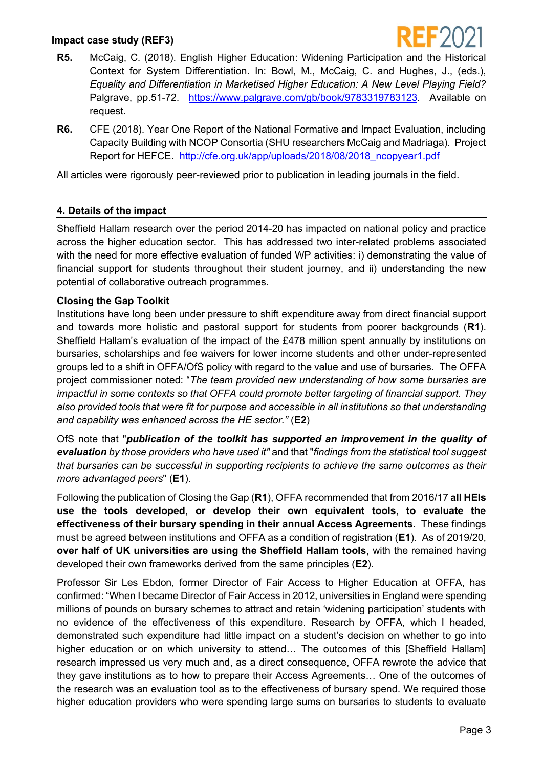**R5.** McCaig, C. (2018). English Higher Education: Widening Participation and the Historical Context for System Differentiation. In: Bowl, M., McCaig, C. and Hughes, J., (eds.), *Equality and Differentiation in Marketised Higher Education: A New Level Playing Field?* Palgrave, pp.51-72. https://www.palgrave.com/gb/book/9783319783123. Available on request.

**R6.** CFE (2018). Year One Report of the National Formative and Impact Evaluation, including Capacity Building with NCOP Consortia (SHU researchers McCaig and Madriaga). Project Report for HEFCE. http://cfe.org.uk/app/uploads/2018/08/2018_ncopyear1.pdf

All articles were rigorously peer-reviewed prior to publication in leading journals in the field.

## 4. Details of the impact

Sheffield Hallam research over the period 2014-20 has impacted on national policy and practice across the higher education sector. This has addressed two inter-related problems associated with the need for more effective evaluation of funded WP activities: i) demonstrating the value of financial support for students throughout their student journey, and ii) understanding the new potential of collaborative outreach programmes.

**Closing the Gap Toolkit**

Institutions have long been under pressure to shift expenditure away from direct financial support and towards more holistic and pastoral support for students from poorer backgrounds (**R1**). Sheffield Hallam's evaluation of the impact of the £478 million spent annually by institutions on bursaries, scholarships and fee waivers for lower income students and other under-represented groups led to a shift in OFFA/OfS policy with regard to the value and use of bursaries. The OFFA project commissioner noted: "*The team provided new understanding of how some bursaries are impactful in some contexts so that OFFA could promote better targeting of financial support. They also provided tools that were fit for purpose and accessible in all institutions so that understanding and capability was enhanced across the HE sector."* (**E2**)

OfS note that "***publication of the toolkit has supported an improvement in the quality of evaluation*** *by those providers who have used it"* and that "*findings from the statistical tool suggest that bursaries can be successful in supporting recipients to achieve the same outcomes as their more advantaged peers*" (**E1**).

Following the publication of Closing the Gap (**R1**), OFFA recommended that from 2016/17 **all HEIs use the tools developed, or develop their own equivalent tools, to evaluate the effectiveness of their bursary spending in their annual Access Agreements**. These findings must be agreed between institutions and OFFA as a condition of registration (**E1**). As of 2019/20, **over half of UK universities are using the Sheffield Hallam tools**, with the remained having developed their own frameworks derived from the same principles (**E2**).

Professor Sir Les Ebdon, former Director of Fair Access to Higher Education at OFFA, has confirmed: "When I became Director of Fair Access in 2012, universities in England were spending millions of pounds on bursary schemes to attract and retain 'widening participation' students with no evidence of the effectiveness of this expenditure. Research by OFFA, which I headed, demonstrated such expenditure had little impact on a student's decision on whether to go into higher education or on which university to attend… The outcomes of this [Sheffield Hallam] research impressed us very much and, as a direct consequence, OFFA rewrote the advice that they gave institutions as to how to prepare their Access Agreements… One of the outcomes of the research was an evaluation tool as to the effectiveness of bursary spend. We required those higher education providers who were spending large sums on bursaries to students to evaluate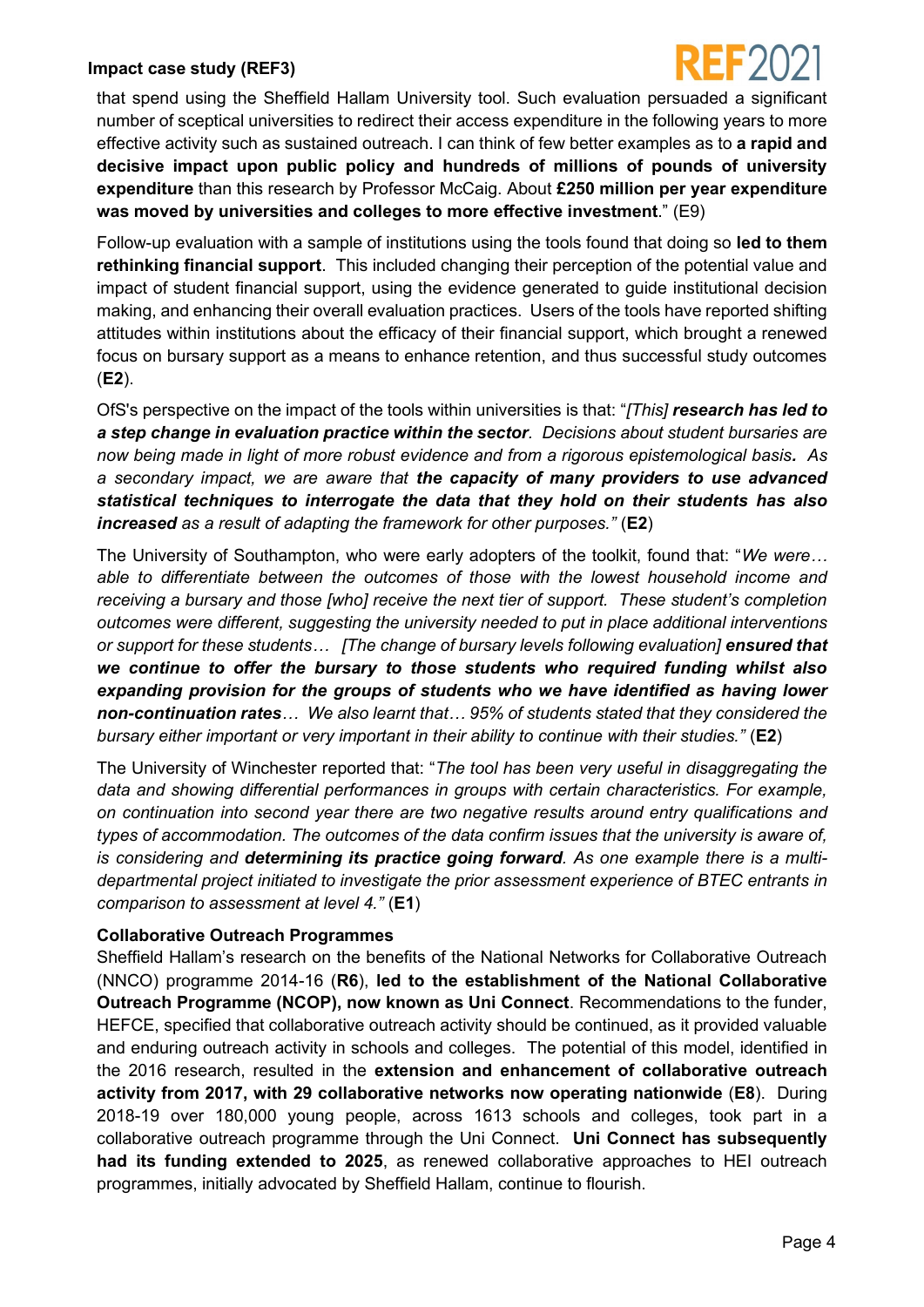that spend using the Sheffield Hallam University tool. Such evaluation persuaded a significant number of sceptical universities to redirect their access expenditure in the following years to more effective activity such as sustained outreach. I can think of few better examples as to **a rapid and decisive impact upon public policy and hundreds of millions of pounds of university expenditure** than this research by Professor McCaig. About **£250 million per year expenditure was moved by universities and colleges to more effective investment**." (E9)

Follow-up evaluation with a sample of institutions using the tools found that doing so **led to them rethinking financial support**. This included changing their perception of the potential value and impact of student financial support, using the evidence generated to guide institutional decision making, and enhancing their overall evaluation practices. Users of the tools have reported shifting attitudes within institutions about the efficacy of their financial support, which brought a renewed focus on bursary support as a means to enhance retention, and thus successful study outcomes (**E2**).

OfS's perspective on the impact of the tools within universities is that: "*[This] **research has led to a step change in evaluation practice within the sector**. Decisions about student bursaries are now being made in light of more robust evidence and from a rigorous epistemological basis. As a secondary impact, we are aware that **the capacity of many providers to use advanced statistical techniques to interrogate the data that they hold on their students has also increased** as a result of adapting the framework for other purposes.*" (**E2**)

The University of Southampton, who were early adopters of the toolkit, found that: "*We were… able to differentiate between the outcomes of those with the lowest household income and receiving a bursary and those [who] receive the next tier of support. These student's completion outcomes were different, suggesting the university needed to put in place additional interventions or support for these students… [The change of bursary levels following evaluation] **ensured that we continue to offer the bursary to those students who required funding whilst also expanding provision for the groups of students who we have identified as having lower non-continuation rates**… We also learnt that… 95% of students stated that they considered the bursary either important or very important in their ability to continue with their studies.*" (**E2**)

The University of Winchester reported that: "*The tool has been very useful in disaggregating the data and showing differential performances in groups with certain characteristics. For example, on continuation into second year there are two negative results around entry qualifications and types of accommodation. The outcomes of the data confirm issues that the university is aware of, is considering and **determining its practice going forward**. As one example there is a multi-departmental project initiated to investigate the prior assessment experience of BTEC entrants in comparison to assessment at level 4.*" (**E1**)

**Collaborative Outreach Programmes**

Sheffield Hallam's research on the benefits of the National Networks for Collaborative Outreach (NNCO) programme 2014-16 (**R6**), **led to the establishment of the National Collaborative Outreach Programme (NCOP), now known as Uni Connect**. Recommendations to the funder, HEFCE, specified that collaborative outreach activity should be continued, as it provided valuable and enduring outreach activity in schools and colleges. The potential of this model, identified in the 2016 research, resulted in the **extension and enhancement of collaborative outreach activity from 2017, with 29 collaborative networks now operating nationwide** (**E8**). During 2018-19 over 180,000 young people, across 1613 schools and colleges, took part in a collaborative outreach programme through the Uni Connect. **Uni Connect has subsequently had its funding extended to 2025**, as renewed collaborative approaches to HEI outreach programmes, initially advocated by Sheffield Hallam, continue to flourish.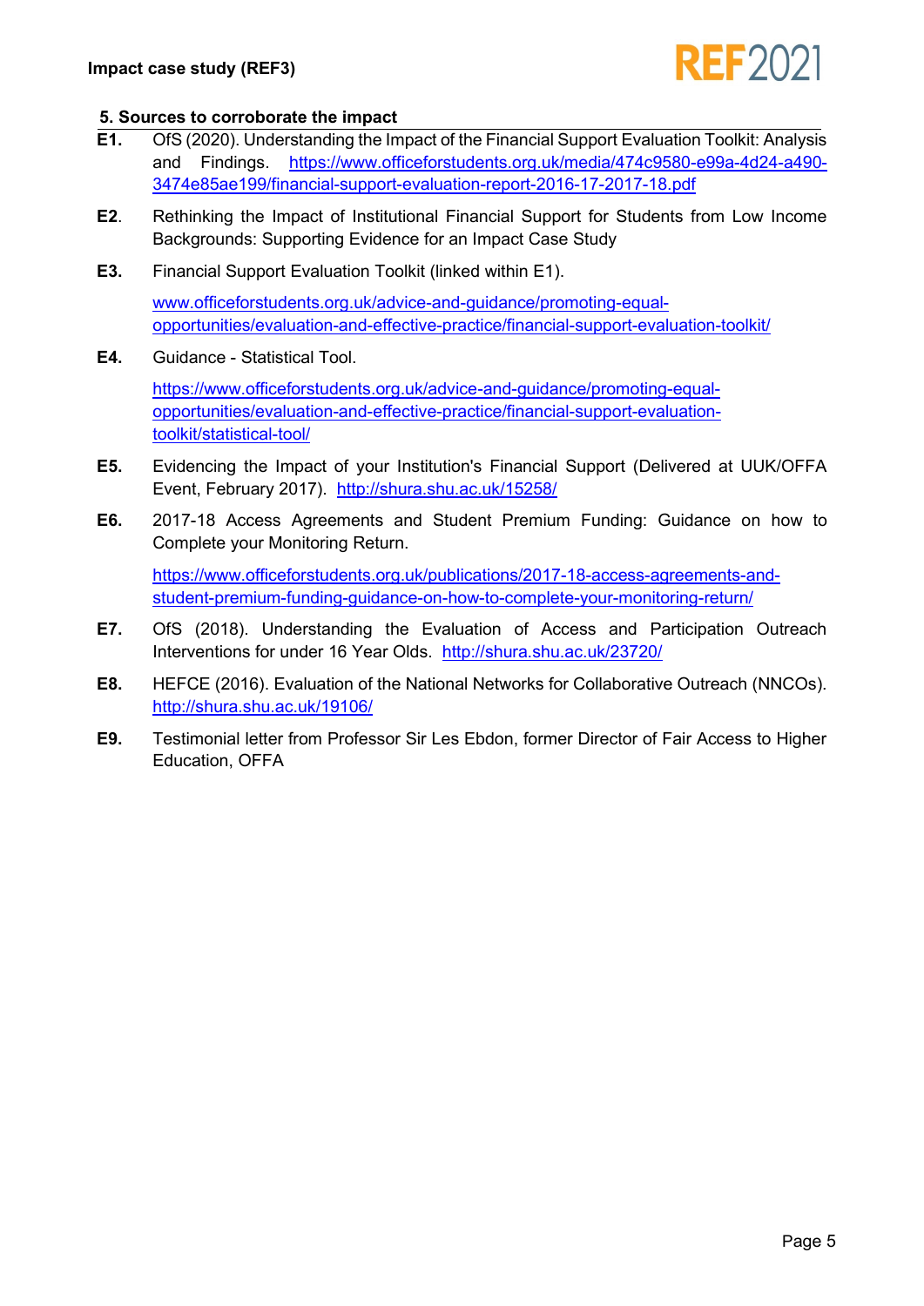### 5. Sources to corroborate the impact

**E1.** OfS (2020). Understanding the Impact of the Financial Support Evaluation Toolkit: Analysis and Findings. https://www.officeforstudents.org.uk/media/474c9580-e99a-4d24-a490-3474e85ae199/financial-support-evaluation-report-2016-17-2017-18.pdf

**E2**. Rethinking the Impact of Institutional Financial Support for Students from Low Income Backgrounds: Supporting Evidence for an Impact Case Study

**E3.** Financial Support Evaluation Toolkit (linked within E1).

www.officeforstudents.org.uk/advice-and-guidance/promoting-equal-opportunities/evaluation-and-effective-practice/financial-support-evaluation-toolkit/

**E4.** Guidance - Statistical Tool.

https://www.officeforstudents.org.uk/advice-and-guidance/promoting-equal-opportunities/evaluation-and-effective-practice/financial-support-evaluation-toolkit/statistical-tool/

**E5.** Evidencing the Impact of your Institution's Financial Support (Delivered at UUK/OFFA Event, February 2017). http://shura.shu.ac.uk/15258/

**E6.** 2017-18 Access Agreements and Student Premium Funding: Guidance on how to Complete your Monitoring Return.

https://www.officeforstudents.org.uk/publications/2017-18-access-agreements-and-student-premium-funding-guidance-on-how-to-complete-your-monitoring-return/

**E7.** OfS (2018). Understanding the Evaluation of Access and Participation Outreach Interventions for under 16 Year Olds. http://shura.shu.ac.uk/23720/

**E8.** HEFCE (2016). Evaluation of the National Networks for Collaborative Outreach (NNCOs). http://shura.shu.ac.uk/19106/

**E9.** Testimonial letter from Professor Sir Les Ebdon, former Director of Fair Access to Higher Education, OFFA